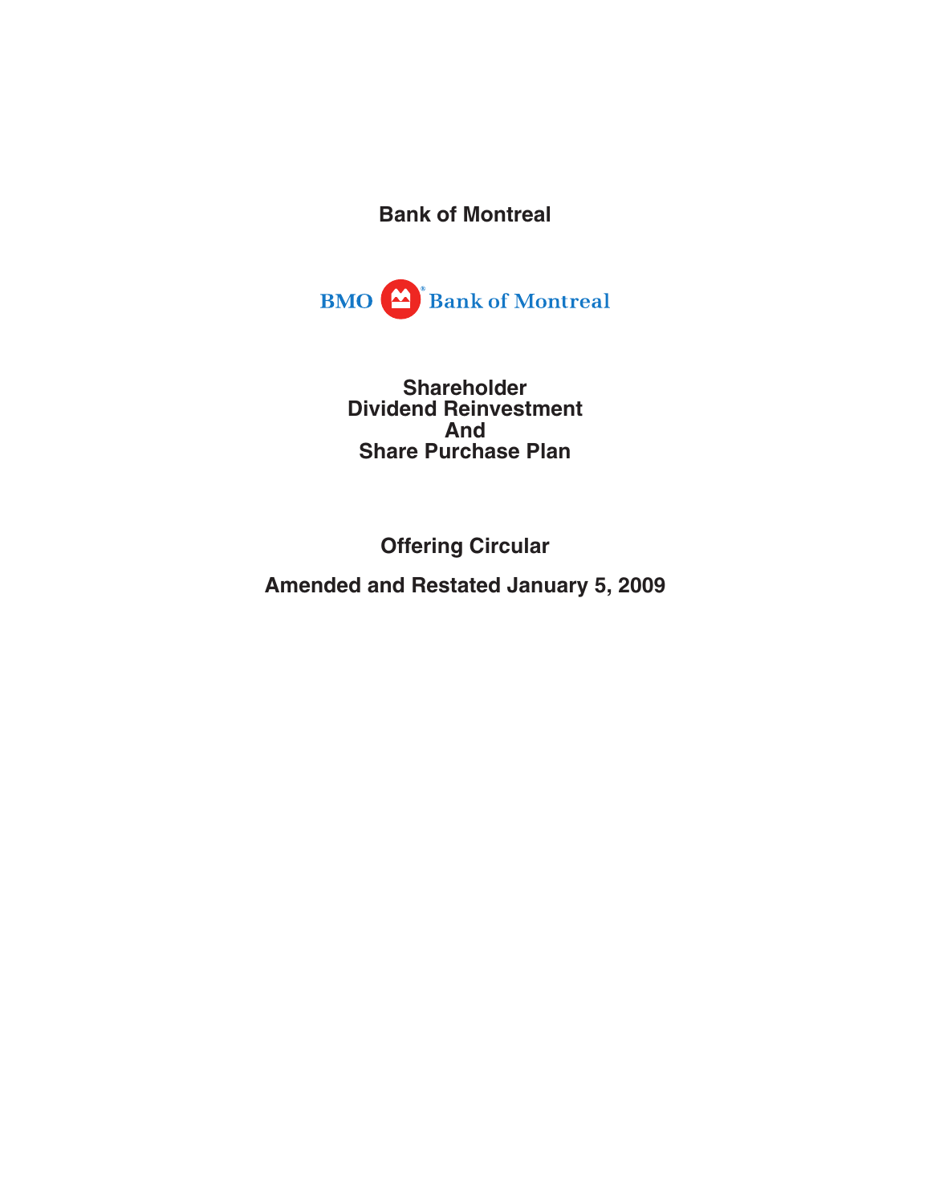# Bank of Montreal

BMO Bank of Montreal

## Shareholder Dividend Reinvestment And Share Purchase Plan

## Offering Circular

**Amended and Restated January 5, 2009**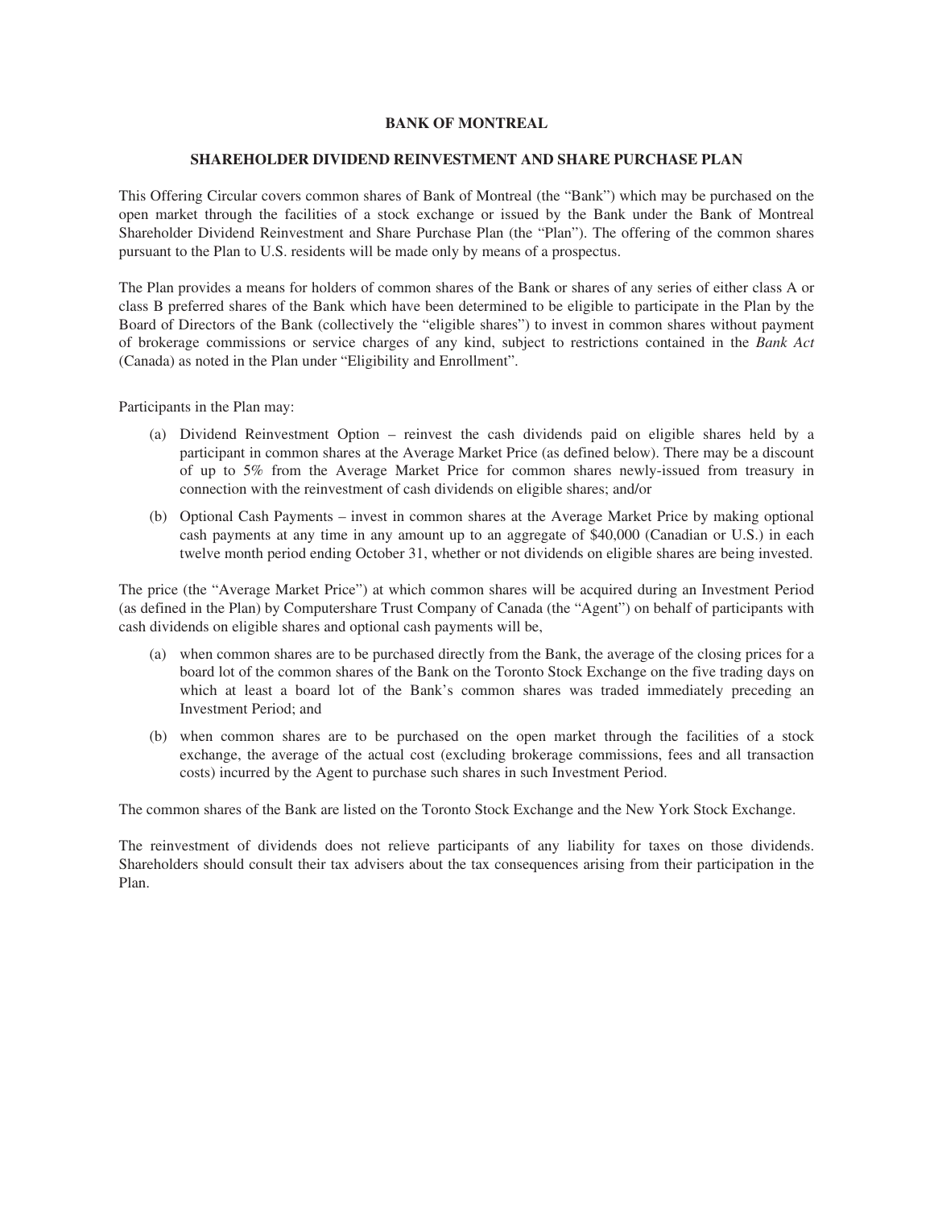# BANK OF MONTREAL

## SHAREHOLDER DIVIDEND REINVESTMENT AND SHARE PURCHASE PLAN

This Offering Circular covers common shares of Bank of Montreal (the "Bank") which may be purchased on the open market through the facilities of a stock exchange or issued by the Bank under the Bank of Montreal Shareholder Dividend Reinvestment and Share Purchase Plan (the "Plan"). The offering of the common shares pursuant to the Plan to U.S. residents will be made only by means of a prospectus.

The Plan provides a means for holders of common shares of the Bank or shares of any series of either class A or class B preferred shares of the Bank which have been determined to be eligible to participate in the Plan by the Board of Directors of the Bank (collectively the "eligible shares") to invest in common shares without payment of brokerage commissions or service charges of any kind, subject to restrictions contained in the *Bank Act* (Canada) as noted in the Plan under "Eligibility and Enrollment".

Participants in the Plan may:

(a) Dividend Reinvestment Option – reinvest the cash dividends paid on eligible shares held by a participant in common shares at the Average Market Price (as defined below). There may be a discount of up to 5% from the Average Market Price for common shares newly-issued from treasury in connection with the reinvestment of cash dividends on eligible shares; and/or

(b) Optional Cash Payments – invest in common shares at the Average Market Price by making optional cash payments at any time in any amount up to an aggregate of $40,000 (Canadian or U.S.) in each twelve month period ending October 31, whether or not dividends on eligible shares are being invested.

The price (the "Average Market Price") at which common shares will be acquired during an Investment Period (as defined in the Plan) by Computershare Trust Company of Canada (the "Agent") on behalf of participants with cash dividends on eligible shares and optional cash payments will be,

(a) when common shares are to be purchased directly from the Bank, the average of the closing prices for a board lot of the common shares of the Bank on the Toronto Stock Exchange on the five trading days on which at least a board lot of the Bank's common shares was traded immediately preceding an Investment Period; and

(b) when common shares are to be purchased on the open market through the facilities of a stock exchange, the average of the actual cost (excluding brokerage commissions, fees and all transaction costs) incurred by the Agent to purchase such shares in such Investment Period.

The common shares of the Bank are listed on the Toronto Stock Exchange and the New York Stock Exchange.

The reinvestment of dividends does not relieve participants of any liability for taxes on those dividends. Shareholders should consult their tax advisers about the tax consequences arising from their participation in the Plan.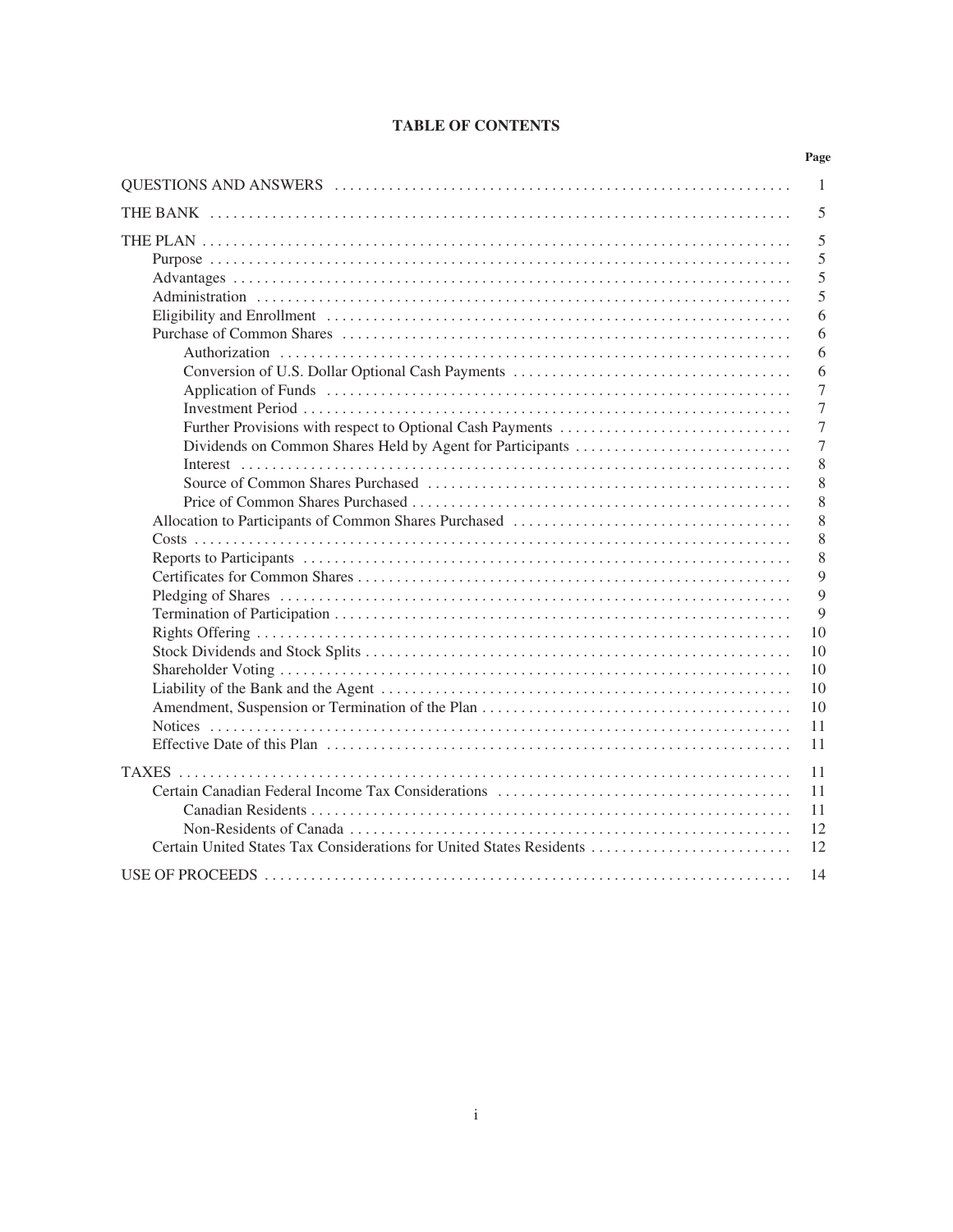# TABLE OF CONTENTS

| | Page |
|---|---|
| QUESTIONS AND ANSWERS | 1 |
| THE BANK | 5 |
| THE PLAN | 5 |
| Purpose | 5 |
| Advantages | 5 |
| Administration | 5 |
| Eligibility and Enrollment | 6 |
| Purchase of Common Shares | 6 |
| Authorization | 6 |
| Conversion of U.S. Dollar Optional Cash Payments | 6 |
| Application of Funds | 7 |
| Investment Period | 7 |
| Further Provisions with respect to Optional Cash Payments | 7 |
| Dividends on Common Shares Held by Agent for Participants | 7 |
| Interest | 8 |
| Source of Common Shares Purchased | 8 |
| Price of Common Shares Purchased | 8 |
| Allocation to Participants of Common Shares Purchased | 8 |
| Costs | 8 |
| Reports to Participants | 8 |
| Certificates for Common Shares | 9 |
| Pledging of Shares | 9 |
| Termination of Participation | 9 |
| Rights Offering | 10 |
| Stock Dividends and Stock Splits | 10 |
| Shareholder Voting | 10 |
| Liability of the Bank and the Agent | 10 |
| Amendment, Suspension or Termination of the Plan | 10 |
| Notices | 11 |
| Effective Date of this Plan | 11 |
| TAXES | 11 |
| Certain Canadian Federal Income Tax Considerations | 11 |
| Canadian Residents | 11 |
| Non-Residents of Canada | 12 |
| Certain United States Tax Considerations for United States Residents | 12 |
| USE OF PROCEEDS | 14 |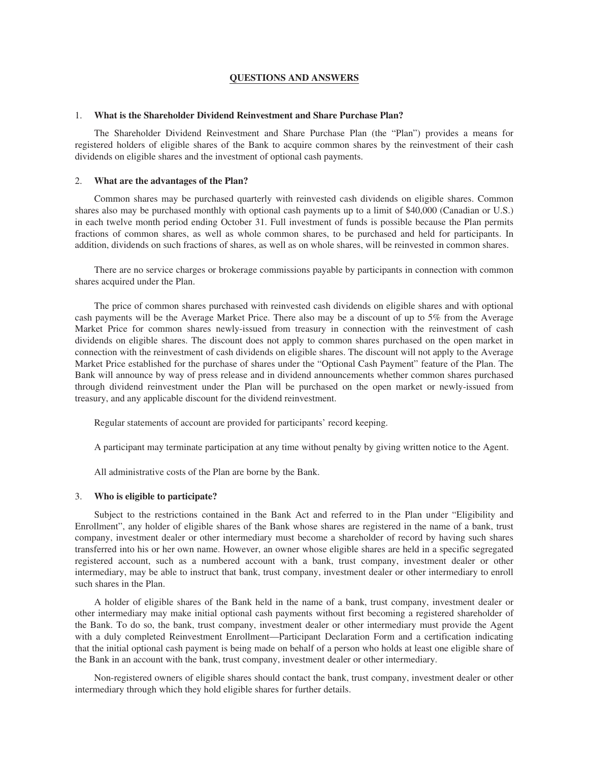## QUESTIONS AND ANSWERS

### 1. What is the Shareholder Dividend Reinvestment and Share Purchase Plan?

The Shareholder Dividend Reinvestment and Share Purchase Plan (the "Plan") provides a means for registered holders of eligible shares of the Bank to acquire common shares by the reinvestment of their cash dividends on eligible shares and the investment of optional cash payments.

### 2. What are the advantages of the Plan?

Common shares may be purchased quarterly with reinvested cash dividends on eligible shares. Common shares also may be purchased monthly with optional cash payments up to a limit of $40,000 (Canadian or U.S.) in each twelve month period ending October 31. Full investment of funds is possible because the Plan permits fractions of common shares, as well as whole common shares, to be purchased and held for participants. In addition, dividends on such fractions of shares, as well as on whole shares, will be reinvested in common shares.

There are no service charges or brokerage commissions payable by participants in connection with common shares acquired under the Plan.

The price of common shares purchased with reinvested cash dividends on eligible shares and with optional cash payments will be the Average Market Price. There also may be a discount of up to 5% from the Average Market Price for common shares newly-issued from treasury in connection with the reinvestment of cash dividends on eligible shares. The discount does not apply to common shares purchased on the open market in connection with the reinvestment of cash dividends on eligible shares. The discount will not apply to the Average Market Price established for the purchase of shares under the "Optional Cash Payment" feature of the Plan. The Bank will announce by way of press release and in dividend announcements whether common shares purchased through dividend reinvestment under the Plan will be purchased on the open market or newly-issued from treasury, and any applicable discount for the dividend reinvestment.

Regular statements of account are provided for participants' record keeping.

A participant may terminate participation at any time without penalty by giving written notice to the Agent.

All administrative costs of the Plan are borne by the Bank.

### 3. Who is eligible to participate?

Subject to the restrictions contained in the Bank Act and referred to in the Plan under "Eligibility and Enrollment", any holder of eligible shares of the Bank whose shares are registered in the name of a bank, trust company, investment dealer or other intermediary must become a shareholder of record by having such shares transferred into his or her own name. However, an owner whose eligible shares are held in a specific segregated registered account, such as a numbered account with a bank, trust company, investment dealer or other intermediary, may be able to instruct that bank, trust company, investment dealer or other intermediary to enroll such shares in the Plan.

A holder of eligible shares of the Bank held in the name of a bank, trust company, investment dealer or other intermediary may make initial optional cash payments without first becoming a registered shareholder of the Bank. To do so, the bank, trust company, investment dealer or other intermediary must provide the Agent with a duly completed Reinvestment Enrollment—Participant Declaration Form and a certification indicating that the initial optional cash payment is being made on behalf of a person who holds at least one eligible share of the Bank in an account with the bank, trust company, investment dealer or other intermediary.

Non-registered owners of eligible shares should contact the bank, trust company, investment dealer or other intermediary through which they hold eligible shares for further details.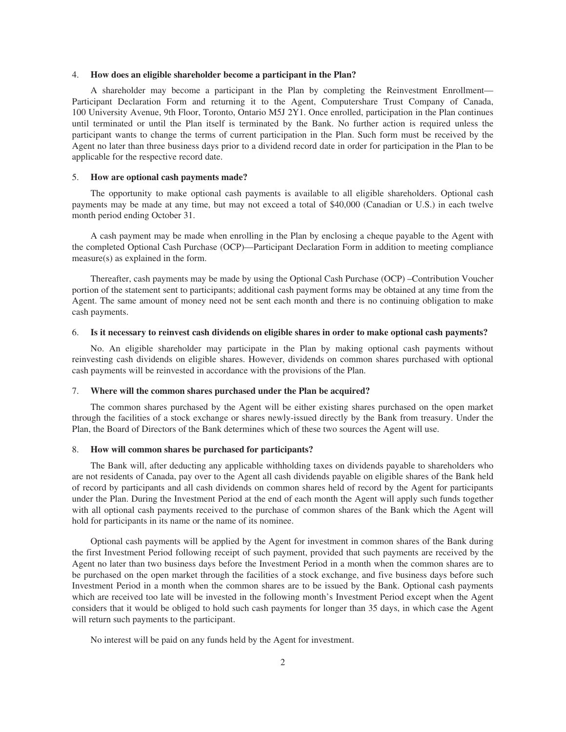4. **How does an eligible shareholder become a participant in the Plan?**

A shareholder may become a participant in the Plan by completing the Reinvestment Enrollment—Participant Declaration Form and returning it to the Agent, Computershare Trust Company of Canada, 100 University Avenue, 9th Floor, Toronto, Ontario M5J 2Y1. Once enrolled, participation in the Plan continues until terminated or until the Plan itself is terminated by the Bank. No further action is required unless the participant wants to change the terms of current participation in the Plan. Such form must be received by the Agent no later than three business days prior to a dividend record date in order for participation in the Plan to be applicable for the respective record date.

5. **How are optional cash payments made?**

The opportunity to make optional cash payments is available to all eligible shareholders. Optional cash payments may be made at any time, but may not exceed a total of $40,000 (Canadian or U.S.) in each twelve month period ending October 31.

A cash payment may be made when enrolling in the Plan by enclosing a cheque payable to the Agent with the completed Optional Cash Purchase (OCP)—Participant Declaration Form in addition to meeting compliance measure(s) as explained in the form.

Thereafter, cash payments may be made by using the Optional Cash Purchase (OCP) –Contribution Voucher portion of the statement sent to participants; additional cash payment forms may be obtained at any time from the Agent. The same amount of money need not be sent each month and there is no continuing obligation to make cash payments.

6. **Is it necessary to reinvest cash dividends on eligible shares in order to make optional cash payments?**

No. An eligible shareholder may participate in the Plan by making optional cash payments without reinvesting cash dividends on eligible shares. However, dividends on common shares purchased with optional cash payments will be reinvested in accordance with the provisions of the Plan.

7. **Where will the common shares purchased under the Plan be acquired?**

The common shares purchased by the Agent will be either existing shares purchased on the open market through the facilities of a stock exchange or shares newly-issued directly by the Bank from treasury. Under the Plan, the Board of Directors of the Bank determines which of these two sources the Agent will use.

8. **How will common shares be purchased for participants?**

The Bank will, after deducting any applicable withholding taxes on dividends payable to shareholders who are not residents of Canada, pay over to the Agent all cash dividends payable on eligible shares of the Bank held of record by participants and all cash dividends on common shares held of record by the Agent for participants under the Plan. During the Investment Period at the end of each month the Agent will apply such funds together with all optional cash payments received to the purchase of common shares of the Bank which the Agent will hold for participants in its name or the name of its nominee.

Optional cash payments will be applied by the Agent for investment in common shares of the Bank during the first Investment Period following receipt of such payment, provided that such payments are received by the Agent no later than two business days before the Investment Period in a month when the common shares are to be purchased on the open market through the facilities of a stock exchange, and five business days before such Investment Period in a month when the common shares are to be issued by the Bank. Optional cash payments which are received too late will be invested in the following month's Investment Period except when the Agent considers that it would be obliged to hold such cash payments for longer than 35 days, in which case the Agent will return such payments to the participant.

No interest will be paid on any funds held by the Agent for investment.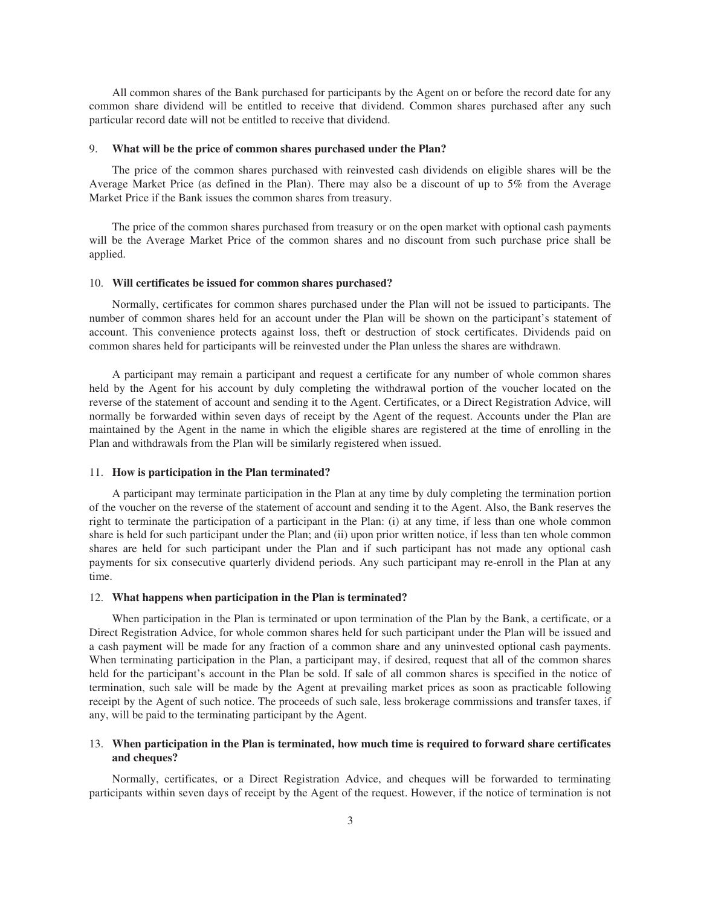All common shares of the Bank purchased for participants by the Agent on or before the record date for any common share dividend will be entitled to receive that dividend. Common shares purchased after any such particular record date will not be entitled to receive that dividend.

### 9. What will be the price of common shares purchased under the Plan?

The price of the common shares purchased with reinvested cash dividends on eligible shares will be the Average Market Price (as defined in the Plan). There may also be a discount of up to 5% from the Average Market Price if the Bank issues the common shares from treasury.

The price of the common shares purchased from treasury or on the open market with optional cash payments will be the Average Market Price of the common shares and no discount from such purchase price shall be applied.

### 10. Will certificates be issued for common shares purchased?

Normally, certificates for common shares purchased under the Plan will not be issued to participants. The number of common shares held for an account under the Plan will be shown on the participant's statement of account. This convenience protects against loss, theft or destruction of stock certificates. Dividends paid on common shares held for participants will be reinvested under the Plan unless the shares are withdrawn.

A participant may remain a participant and request a certificate for any number of whole common shares held by the Agent for his account by duly completing the withdrawal portion of the voucher located on the reverse of the statement of account and sending it to the Agent. Certificates, or a Direct Registration Advice, will normally be forwarded within seven days of receipt by the Agent of the request. Accounts under the Plan are maintained by the Agent in the name in which the eligible shares are registered at the time of enrolling in the Plan and withdrawals from the Plan will be similarly registered when issued.

### 11. How is participation in the Plan terminated?

A participant may terminate participation in the Plan at any time by duly completing the termination portion of the voucher on the reverse of the statement of account and sending it to the Agent. Also, the Bank reserves the right to terminate the participation of a participant in the Plan: (i) at any time, if less than one whole common share is held for such participant under the Plan; and (ii) upon prior written notice, if less than ten whole common shares are held for such participant under the Plan and if such participant has not made any optional cash payments for six consecutive quarterly dividend periods. Any such participant may re-enroll in the Plan at any time.

### 12. What happens when participation in the Plan is terminated?

When participation in the Plan is terminated or upon termination of the Plan by the Bank, a certificate, or a Direct Registration Advice, for whole common shares held for such participant under the Plan will be issued and a cash payment will be made for any fraction of a common share and any uninvested optional cash payments. When terminating participation in the Plan, a participant may, if desired, request that all of the common shares held for the participant's account in the Plan be sold. If sale of all common shares is specified in the notice of termination, such sale will be made by the Agent at prevailing market prices as soon as practicable following receipt by the Agent of such notice. The proceeds of such sale, less brokerage commissions and transfer taxes, if any, will be paid to the terminating participant by the Agent.

### 13. When participation in the Plan is terminated, how much time is required to forward share certificates and cheques?

Normally, certificates, or a Direct Registration Advice, and cheques will be forwarded to terminating participants within seven days of receipt by the Agent of the request. However, if the notice of termination is not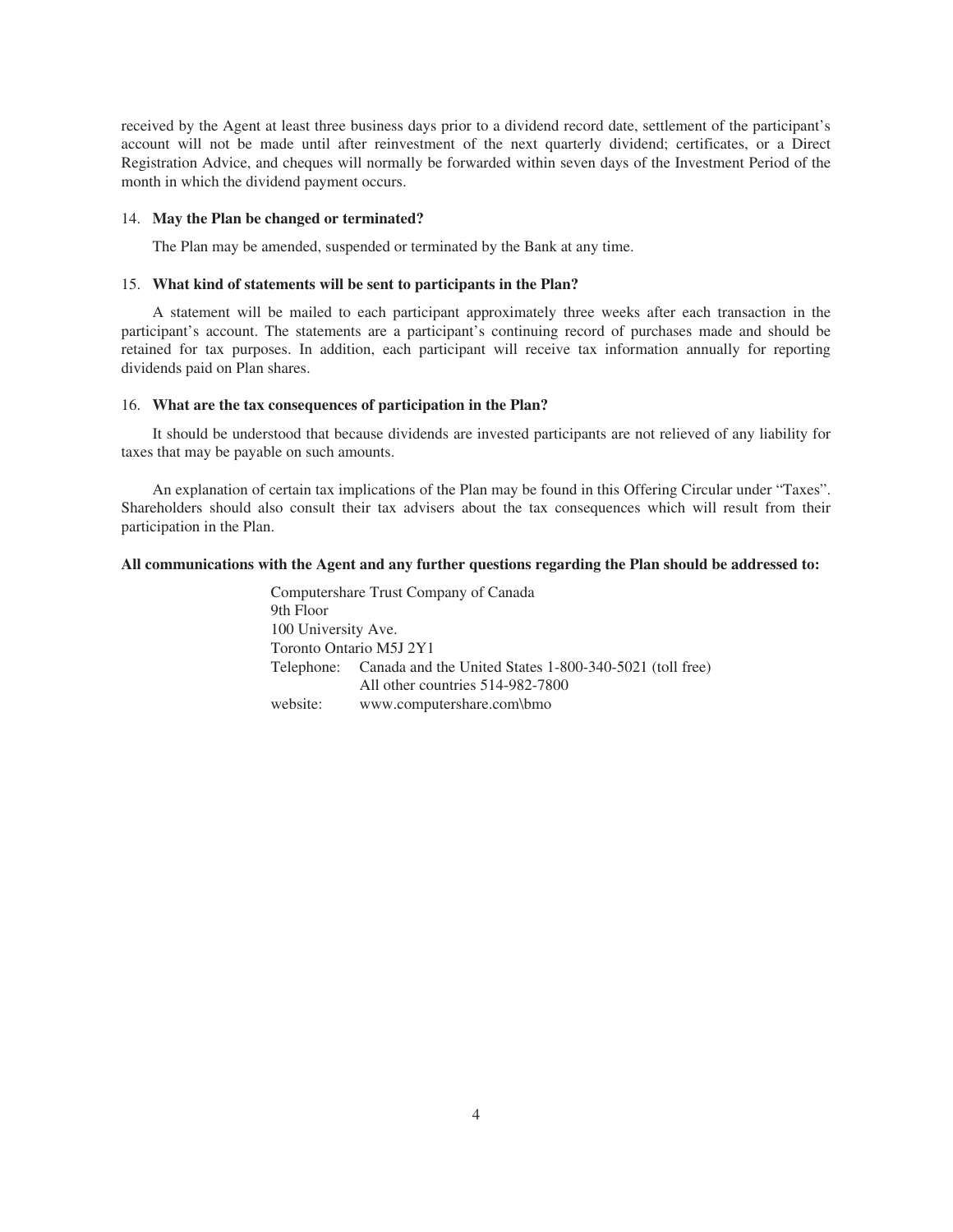received by the Agent at least three business days prior to a dividend record date, settlement of the participant's account will not be made until after reinvestment of the next quarterly dividend; certificates, or a Direct Registration Advice, and cheques will normally be forwarded within seven days of the Investment Period of the month in which the dividend payment occurs.

14. **May the Plan be changed or terminated?**

The Plan may be amended, suspended or terminated by the Bank at any time.

15. **What kind of statements will be sent to participants in the Plan?**

A statement will be mailed to each participant approximately three weeks after each transaction in the participant's account. The statements are a participant's continuing record of purchases made and should be retained for tax purposes. In addition, each participant will receive tax information annually for reporting dividends paid on Plan shares.

16. **What are the tax consequences of participation in the Plan?**

It should be understood that because dividends are invested participants are not relieved of any liability for taxes that may be payable on such amounts.

An explanation of certain tax implications of the Plan may be found in this Offering Circular under "Taxes". Shareholders should also consult their tax advisers about the tax consequences which will result from their participation in the Plan.

**All communications with the Agent and any further questions regarding the Plan should be addressed to:**

Computershare Trust Company of Canada
9th Floor
100 University Ave.
Toronto Ontario M5J 2Y1
Telephone: Canada and the United States 1-800-340-5021 (toll free)
All other countries 514-982-7800
website: www.computershare.com\bmo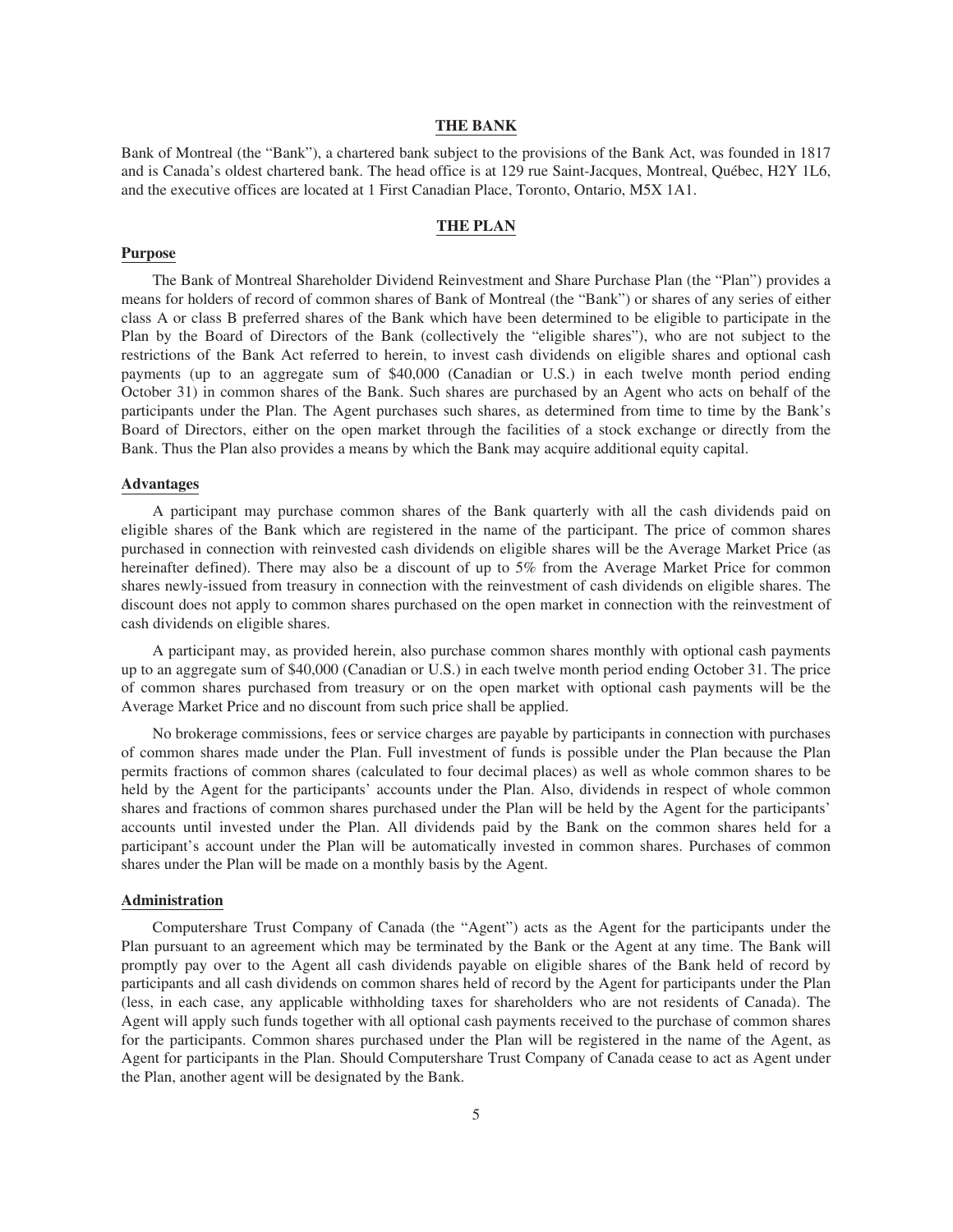## THE BANK

Bank of Montreal (the "Bank"), a chartered bank subject to the provisions of the Bank Act, was founded in 1817 and is Canada's oldest chartered bank. The head office is at 129 rue Saint-Jacques, Montreal, Québec, H2Y 1L6, and the executive offices are located at 1 First Canadian Place, Toronto, Ontario, M5X 1A1.

## THE PLAN

### Purpose

The Bank of Montreal Shareholder Dividend Reinvestment and Share Purchase Plan (the "Plan") provides a means for holders of record of common shares of Bank of Montreal (the "Bank") or shares of any series of either class A or class B preferred shares of the Bank which have been determined to be eligible to participate in the Plan by the Board of Directors of the Bank (collectively the "eligible shares"), who are not subject to the restrictions of the Bank Act referred to herein, to invest cash dividends on eligible shares and optional cash payments (up to an aggregate sum of $40,000 (Canadian or U.S.) in each twelve month period ending October 31) in common shares of the Bank. Such shares are purchased by an Agent who acts on behalf of the participants under the Plan. The Agent purchases such shares, as determined from time to time by the Bank's Board of Directors, either on the open market through the facilities of a stock exchange or directly from the Bank. Thus the Plan also provides a means by which the Bank may acquire additional equity capital.

### Advantages

A participant may purchase common shares of the Bank quarterly with all the cash dividends paid on eligible shares of the Bank which are registered in the name of the participant. The price of common shares purchased in connection with reinvested cash dividends on eligible shares will be the Average Market Price (as hereinafter defined). There may also be a discount of up to 5% from the Average Market Price for common shares newly-issued from treasury in connection with the reinvestment of cash dividends on eligible shares. The discount does not apply to common shares purchased on the open market in connection with the reinvestment of cash dividends on eligible shares.

A participant may, as provided herein, also purchase common shares monthly with optional cash payments up to an aggregate sum of $40,000 (Canadian or U.S.) in each twelve month period ending October 31. The price of common shares purchased from treasury or on the open market with optional cash payments will be the Average Market Price and no discount from such price shall be applied.

No brokerage commissions, fees or service charges are payable by participants in connection with purchases of common shares made under the Plan. Full investment of funds is possible under the Plan because the Plan permits fractions of common shares (calculated to four decimal places) as well as whole common shares to be held by the Agent for the participants' accounts under the Plan. Also, dividends in respect of whole common shares and fractions of common shares purchased under the Plan will be held by the Agent for the participants' accounts until invested under the Plan. All dividends paid by the Bank on the common shares held for a participant's account under the Plan will be automatically invested in common shares. Purchases of common shares under the Plan will be made on a monthly basis by the Agent.

### Administration

Computershare Trust Company of Canada (the "Agent") acts as the Agent for the participants under the Plan pursuant to an agreement which may be terminated by the Bank or the Agent at any time. The Bank will promptly pay over to the Agent all cash dividends payable on eligible shares of the Bank held of record by participants and all cash dividends on common shares held of record by the Agent for participants under the Plan (less, in each case, any applicable withholding taxes for shareholders who are not residents of Canada). The Agent will apply such funds together with all optional cash payments received to the purchase of common shares for the participants. Common shares purchased under the Plan will be registered in the name of the Agent, as Agent for participants in the Plan. Should Computershare Trust Company of Canada cease to act as Agent under the Plan, another agent will be designated by the Bank.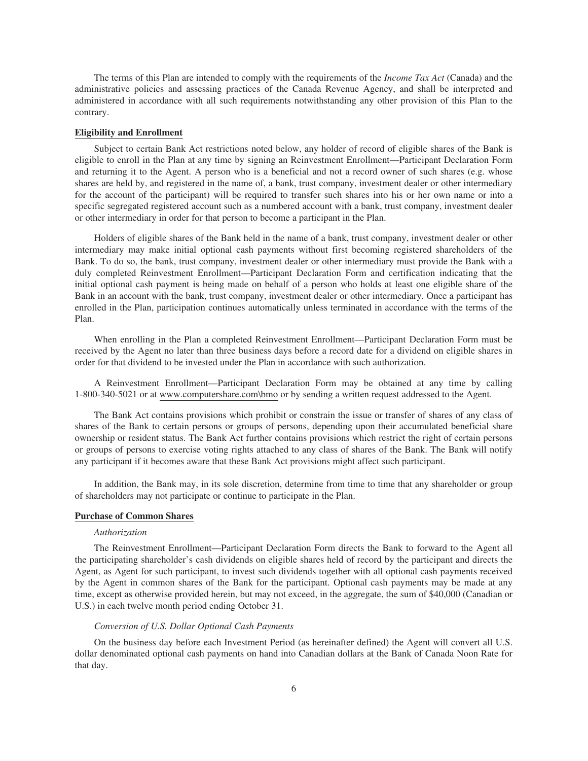The terms of this Plan are intended to comply with the requirements of the *Income Tax Act* (Canada) and the administrative policies and assessing practices of the Canada Revenue Agency, and shall be interpreted and administered in accordance with all such requirements notwithstanding any other provision of this Plan to the contrary.

## Eligibility and Enrollment

Subject to certain Bank Act restrictions noted below, any holder of record of eligible shares of the Bank is eligible to enroll in the Plan at any time by signing an Reinvestment Enrollment—Participant Declaration Form and returning it to the Agent. A person who is a beneficial and not a record owner of such shares (e.g. whose shares are held by, and registered in the name of, a bank, trust company, investment dealer or other intermediary for the account of the participant) will be required to transfer such shares into his or her own name or into a specific segregated registered account such as a numbered account with a bank, trust company, investment dealer or other intermediary in order for that person to become a participant in the Plan.

Holders of eligible shares of the Bank held in the name of a bank, trust company, investment dealer or other intermediary may make initial optional cash payments without first becoming registered shareholders of the Bank. To do so, the bank, trust company, investment dealer or other intermediary must provide the Bank with a duly completed Reinvestment Enrollment—Participant Declaration Form and certification indicating that the initial optional cash payment is being made on behalf of a person who holds at least one eligible share of the Bank in an account with the bank, trust company, investment dealer or other intermediary. Once a participant has enrolled in the Plan, participation continues automatically unless terminated in accordance with the terms of the Plan.

When enrolling in the Plan a completed Reinvestment Enrollment—Participant Declaration Form must be received by the Agent no later than three business days before a record date for a dividend on eligible shares in order for that dividend to be invested under the Plan in accordance with such authorization.

A Reinvestment Enrollment—Participant Declaration Form may be obtained at any time by calling 1-800-340-5021 or at www.computershare.com\bmo or by sending a written request addressed to the Agent.

The Bank Act contains provisions which prohibit or constrain the issue or transfer of shares of any class of shares of the Bank to certain persons or groups of persons, depending upon their accumulated beneficial share ownership or resident status. The Bank Act further contains provisions which restrict the right of certain persons or groups of persons to exercise voting rights attached to any class of shares of the Bank. The Bank will notify any participant if it becomes aware that these Bank Act provisions might affect such participant.

In addition, the Bank may, in its sole discretion, determine from time to time that any shareholder or group of shareholders may not participate or continue to participate in the Plan.

## Purchase of Common Shares

### *Authorization*

The Reinvestment Enrollment—Participant Declaration Form directs the Bank to forward to the Agent all the participating shareholder's cash dividends on eligible shares held of record by the participant and directs the Agent, as Agent for such participant, to invest such dividends together with all optional cash payments received by the Agent in common shares of the Bank for the participant. Optional cash payments may be made at any time, except as otherwise provided herein, but may not exceed, in the aggregate, the sum of $40,000 (Canadian or U.S.) in each twelve month period ending October 31.

### *Conversion of U.S. Dollar Optional Cash Payments*

On the business day before each Investment Period (as hereinafter defined) the Agent will convert all U.S. dollar denominated optional cash payments on hand into Canadian dollars at the Bank of Canada Noon Rate for that day.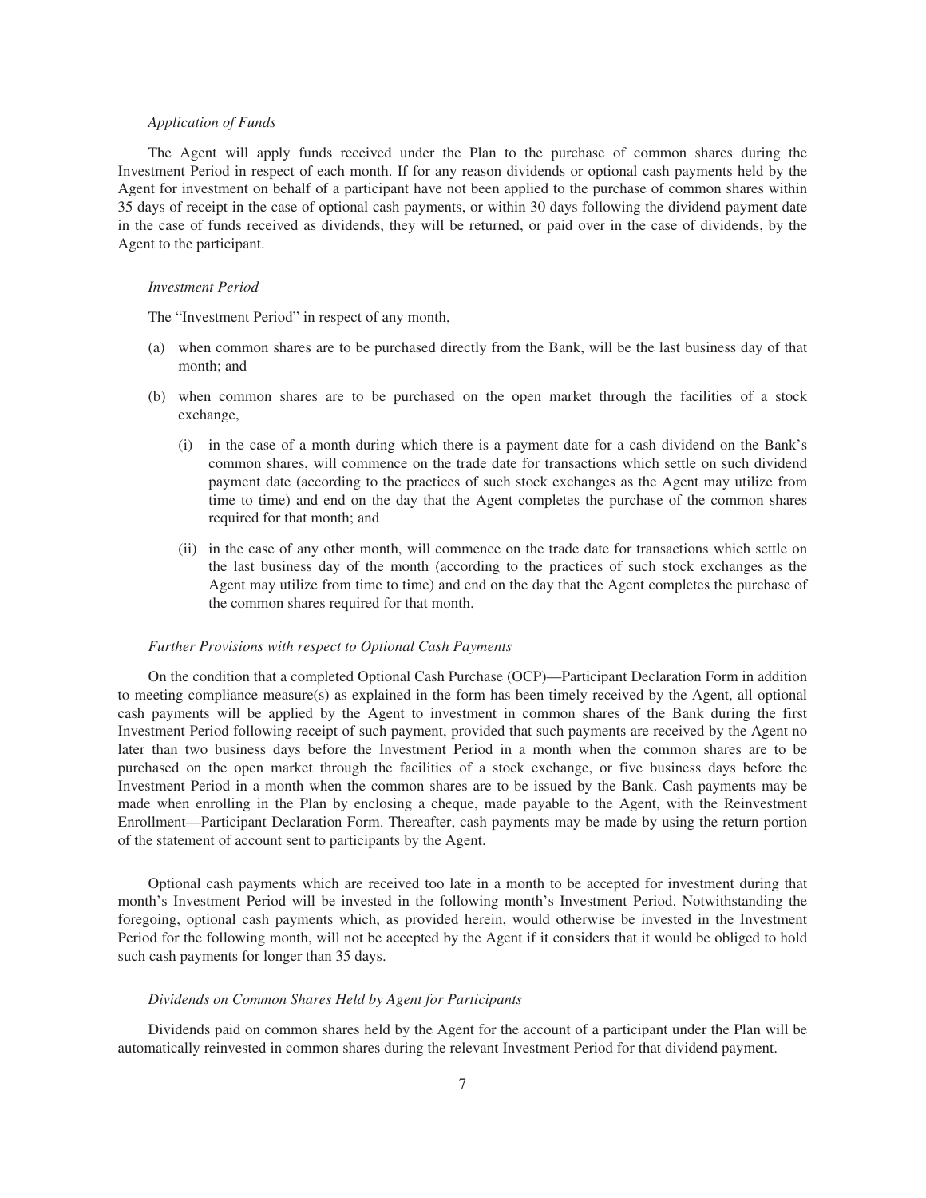*Application of Funds*

The Agent will apply funds received under the Plan to the purchase of common shares during the Investment Period in respect of each month. If for any reason dividends or optional cash payments held by the Agent for investment on behalf of a participant have not been applied to the purchase of common shares within 35 days of receipt in the case of optional cash payments, or within 30 days following the dividend payment date in the case of funds received as dividends, they will be returned, or paid over in the case of dividends, by the Agent to the participant.

*Investment Period*

The "Investment Period" in respect of any month,

(a) when common shares are to be purchased directly from the Bank, will be the last business day of that month; and

(b) when common shares are to be purchased on the open market through the facilities of a stock exchange,

  (i) in the case of a month during which there is a payment date for a cash dividend on the Bank's common shares, will commence on the trade date for transactions which settle on such dividend payment date (according to the practices of such stock exchanges as the Agent may utilize from time to time) and end on the day that the Agent completes the purchase of the common shares required for that month; and

  (ii) in the case of any other month, will commence on the trade date for transactions which settle on the last business day of the month (according to the practices of such stock exchanges as the Agent may utilize from time to time) and end on the day that the Agent completes the purchase of the common shares required for that month.

*Further Provisions with respect to Optional Cash Payments*

On the condition that a completed Optional Cash Purchase (OCP)—Participant Declaration Form in addition to meeting compliance measure(s) as explained in the form has been timely received by the Agent, all optional cash payments will be applied by the Agent to investment in common shares of the Bank during the first Investment Period following receipt of such payment, provided that such payments are received by the Agent no later than two business days before the Investment Period in a month when the common shares are to be purchased on the open market through the facilities of a stock exchange, or five business days before the Investment Period in a month when the common shares are to be issued by the Bank. Cash payments may be made when enrolling in the Plan by enclosing a cheque, made payable to the Agent, with the Reinvestment Enrollment—Participant Declaration Form. Thereafter, cash payments may be made by using the return portion of the statement of account sent to participants by the Agent.

Optional cash payments which are received too late in a month to be accepted for investment during that month's Investment Period will be invested in the following month's Investment Period. Notwithstanding the foregoing, optional cash payments which, as provided herein, would otherwise be invested in the Investment Period for the following month, will not be accepted by the Agent if it considers that it would be obliged to hold such cash payments for longer than 35 days.

*Dividends on Common Shares Held by Agent for Participants*

Dividends paid on common shares held by the Agent for the account of a participant under the Plan will be automatically reinvested in common shares during the relevant Investment Period for that dividend payment.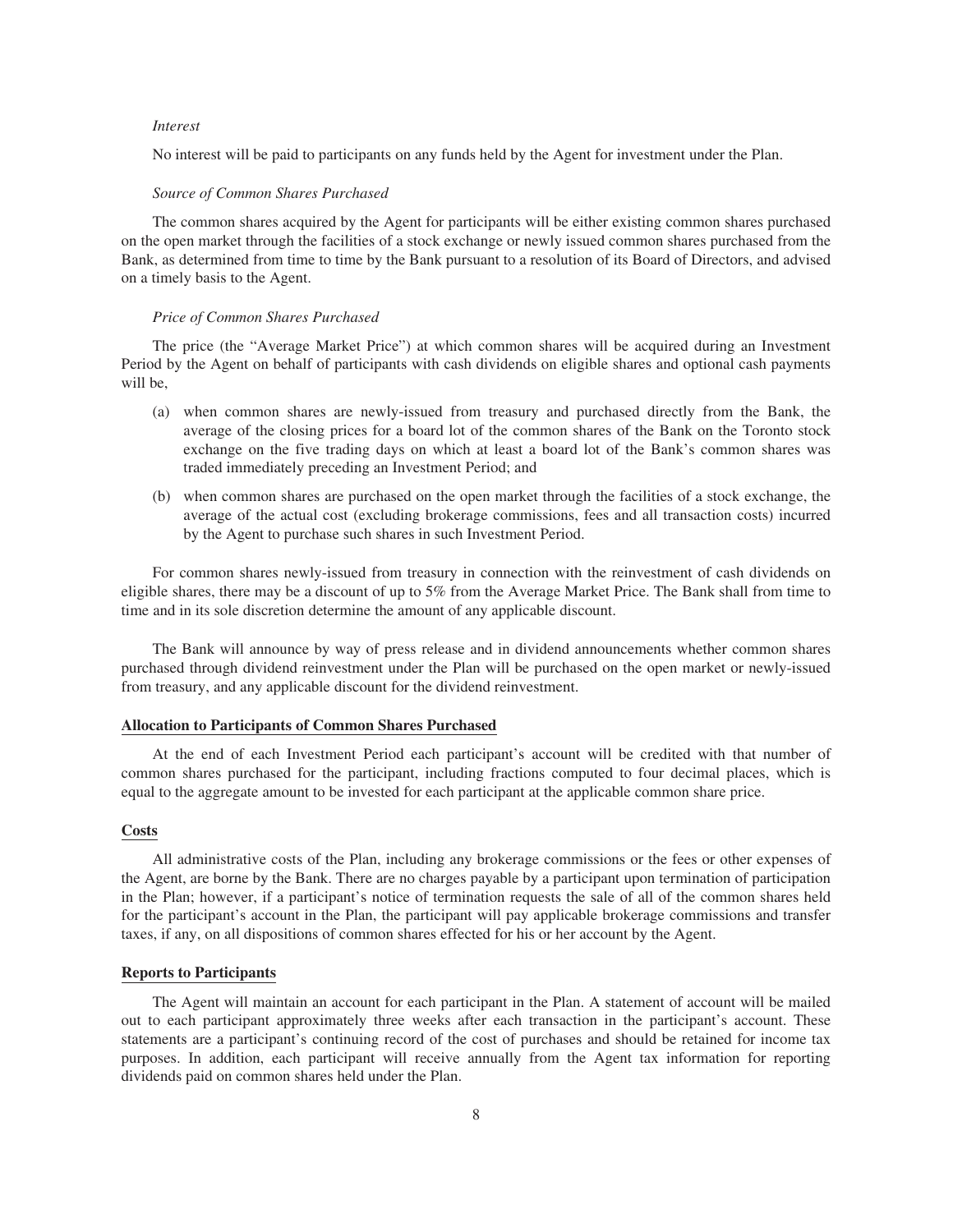*Interest*

No interest will be paid to participants on any funds held by the Agent for investment under the Plan.

*Source of Common Shares Purchased*

The common shares acquired by the Agent for participants will be either existing common shares purchased on the open market through the facilities of a stock exchange or newly issued common shares purchased from the Bank, as determined from time to time by the Bank pursuant to a resolution of its Board of Directors, and advised on a timely basis to the Agent.

*Price of Common Shares Purchased*

The price (the "Average Market Price") at which common shares will be acquired during an Investment Period by the Agent on behalf of participants with cash dividends on eligible shares and optional cash payments will be,

(a) when common shares are newly-issued from treasury and purchased directly from the Bank, the average of the closing prices for a board lot of the common shares of the Bank on the Toronto stock exchange on the five trading days on which at least a board lot of the Bank's common shares was traded immediately preceding an Investment Period; and

(b) when common shares are purchased on the open market through the facilities of a stock exchange, the average of the actual cost (excluding brokerage commissions, fees and all transaction costs) incurred by the Agent to purchase such shares in such Investment Period.

For common shares newly-issued from treasury in connection with the reinvestment of cash dividends on eligible shares, there may be a discount of up to 5% from the Average Market Price. The Bank shall from time to time and in its sole discretion determine the amount of any applicable discount.

The Bank will announce by way of press release and in dividend announcements whether common shares purchased through dividend reinvestment under the Plan will be purchased on the open market or newly-issued from treasury, and any applicable discount for the dividend reinvestment.

**Allocation to Participants of Common Shares Purchased**

At the end of each Investment Period each participant's account will be credited with that number of common shares purchased for the participant, including fractions computed to four decimal places, which is equal to the aggregate amount to be invested for each participant at the applicable common share price.

**Costs**

All administrative costs of the Plan, including any brokerage commissions or the fees or other expenses of the Agent, are borne by the Bank. There are no charges payable by a participant upon termination of participation in the Plan; however, if a participant's notice of termination requests the sale of all of the common shares held for the participant's account in the Plan, the participant will pay applicable brokerage commissions and transfer taxes, if any, on all dispositions of common shares effected for his or her account by the Agent.

**Reports to Participants**

The Agent will maintain an account for each participant in the Plan. A statement of account will be mailed out to each participant approximately three weeks after each transaction in the participant's account. These statements are a participant's continuing record of the cost of purchases and should be retained for income tax purposes. In addition, each participant will receive annually from the Agent tax information for reporting dividends paid on common shares held under the Plan.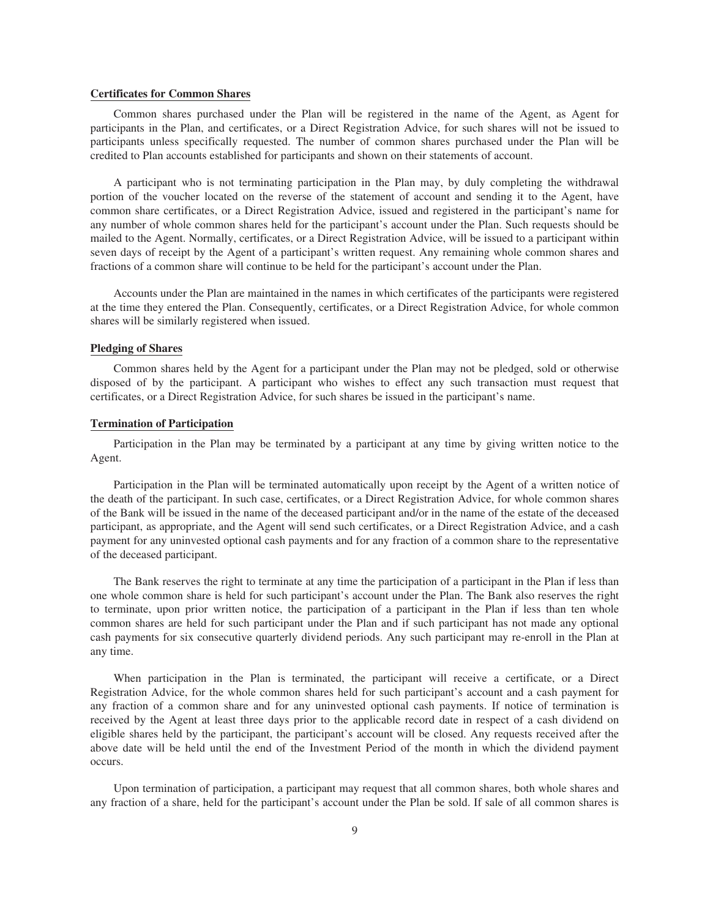## Certificates for Common Shares

Common shares purchased under the Plan will be registered in the name of the Agent, as Agent for participants in the Plan, and certificates, or a Direct Registration Advice, for such shares will not be issued to participants unless specifically requested. The number of common shares purchased under the Plan will be credited to Plan accounts established for participants and shown on their statements of account.

A participant who is not terminating participation in the Plan may, by duly completing the withdrawal portion of the voucher located on the reverse of the statement of account and sending it to the Agent, have common share certificates, or a Direct Registration Advice, issued and registered in the participant's name for any number of whole common shares held for the participant's account under the Plan. Such requests should be mailed to the Agent. Normally, certificates, or a Direct Registration Advice, will be issued to a participant within seven days of receipt by the Agent of a participant's written request. Any remaining whole common shares and fractions of a common share will continue to be held for the participant's account under the Plan.

Accounts under the Plan are maintained in the names in which certificates of the participants were registered at the time they entered the Plan. Consequently, certificates, or a Direct Registration Advice, for whole common shares will be similarly registered when issued.

## Pledging of Shares

Common shares held by the Agent for a participant under the Plan may not be pledged, sold or otherwise disposed of by the participant. A participant who wishes to effect any such transaction must request that certificates, or a Direct Registration Advice, for such shares be issued in the participant's name.

## Termination of Participation

Participation in the Plan may be terminated by a participant at any time by giving written notice to the Agent.

Participation in the Plan will be terminated automatically upon receipt by the Agent of a written notice of the death of the participant. In such case, certificates, or a Direct Registration Advice, for whole common shares of the Bank will be issued in the name of the deceased participant and/or in the name of the estate of the deceased participant, as appropriate, and the Agent will send such certificates, or a Direct Registration Advice, and a cash payment for any uninvested optional cash payments and for any fraction of a common share to the representative of the deceased participant.

The Bank reserves the right to terminate at any time the participation of a participant in the Plan if less than one whole common share is held for such participant's account under the Plan. The Bank also reserves the right to terminate, upon prior written notice, the participation of a participant in the Plan if less than ten whole common shares are held for such participant under the Plan and if such participant has not made any optional cash payments for six consecutive quarterly dividend periods. Any such participant may re-enroll in the Plan at any time.

When participation in the Plan is terminated, the participant will receive a certificate, or a Direct Registration Advice, for the whole common shares held for such participant's account and a cash payment for any fraction of a common share and for any uninvested optional cash payments. If notice of termination is received by the Agent at least three days prior to the applicable record date in respect of a cash dividend on eligible shares held by the participant, the participant's account will be closed. Any requests received after the above date will be held until the end of the Investment Period of the month in which the dividend payment occurs.

Upon termination of participation, a participant may request that all common shares, both whole shares and any fraction of a share, held for the participant's account under the Plan be sold. If sale of all common shares is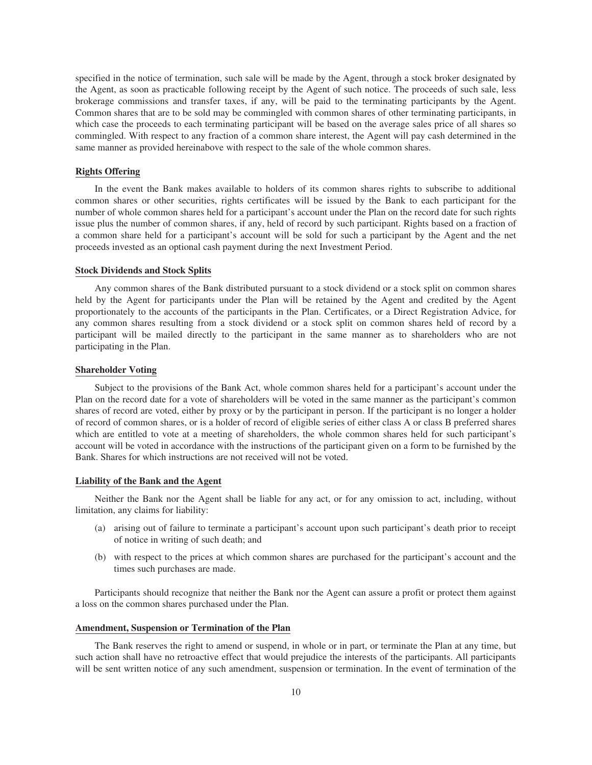specified in the notice of termination, such sale will be made by the Agent, through a stock broker designated by the Agent, as soon as practicable following receipt by the Agent of such notice. The proceeds of such sale, less brokerage commissions and transfer taxes, if any, will be paid to the terminating participants by the Agent. Common shares that are to be sold may be commingled with common shares of other terminating participants, in which case the proceeds to each terminating participant will be based on the average sales price of all shares so commingled. With respect to any fraction of a common share interest, the Agent will pay cash determined in the same manner as provided hereinabove with respect to the sale of the whole common shares.

## Rights Offering

In the event the Bank makes available to holders of its common shares rights to subscribe to additional common shares or other securities, rights certificates will be issued by the Bank to each participant for the number of whole common shares held for a participant's account under the Plan on the record date for such rights issue plus the number of common shares, if any, held of record by such participant. Rights based on a fraction of a common share held for a participant's account will be sold for such a participant by the Agent and the net proceeds invested as an optional cash payment during the next Investment Period.

## Stock Dividends and Stock Splits

Any common shares of the Bank distributed pursuant to a stock dividend or a stock split on common shares held by the Agent for participants under the Plan will be retained by the Agent and credited by the Agent proportionately to the accounts of the participants in the Plan. Certificates, or a Direct Registration Advice, for any common shares resulting from a stock dividend or a stock split on common shares held of record by a participant will be mailed directly to the participant in the same manner as to shareholders who are not participating in the Plan.

## Shareholder Voting

Subject to the provisions of the Bank Act, whole common shares held for a participant's account under the Plan on the record date for a vote of shareholders will be voted in the same manner as the participant's common shares of record are voted, either by proxy or by the participant in person. If the participant is no longer a holder of record of common shares, or is a holder of record of eligible series of either class A or class B preferred shares which are entitled to vote at a meeting of shareholders, the whole common shares held for such participant's account will be voted in accordance with the instructions of the participant given on a form to be furnished by the Bank. Shares for which instructions are not received will not be voted.

## Liability of the Bank and the Agent

Neither the Bank nor the Agent shall be liable for any act, or for any omission to act, including, without limitation, any claims for liability:

(a) arising out of failure to terminate a participant's account upon such participant's death prior to receipt of notice in writing of such death; and

(b) with respect to the prices at which common shares are purchased for the participant's account and the times such purchases are made.

Participants should recognize that neither the Bank nor the Agent can assure a profit or protect them against a loss on the common shares purchased under the Plan.

## Amendment, Suspension or Termination of the Plan

The Bank reserves the right to amend or suspend, in whole or in part, or terminate the Plan at any time, but such action shall have no retroactive effect that would prejudice the interests of the participants. All participants will be sent written notice of any such amendment, suspension or termination. In the event of termination of the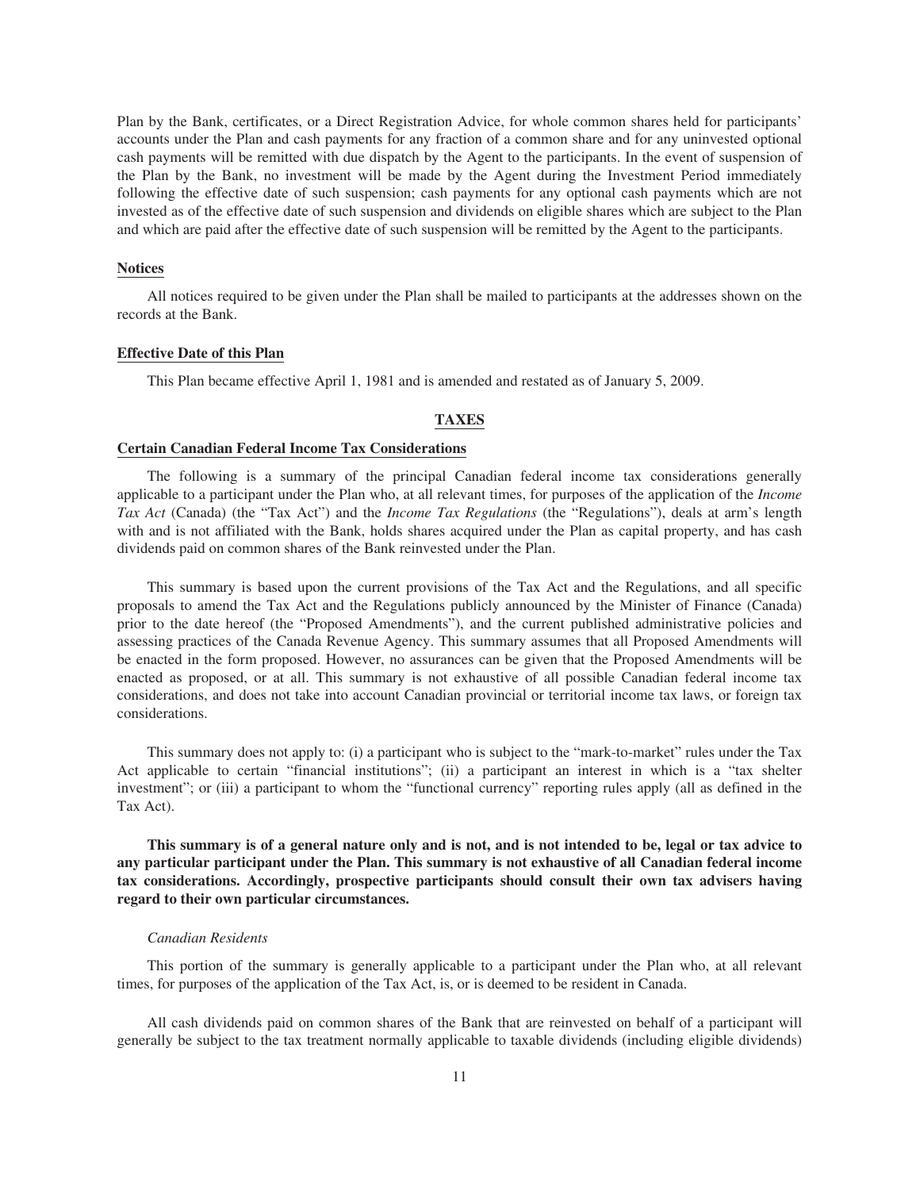Plan by the Bank, certificates, or a Direct Registration Advice, for whole common shares held for participants' accounts under the Plan and cash payments for any fraction of a common share and for any uninvested optional cash payments will be remitted with due dispatch by the Agent to the participants. In the event of suspension of the Plan by the Bank, no investment will be made by the Agent during the Investment Period immediately following the effective date of such suspension; cash payments for any optional cash payments which are not invested as of the effective date of such suspension and dividends on eligible shares which are subject to the Plan and which are paid after the effective date of such suspension will be remitted by the Agent to the participants.

### Notices

All notices required to be given under the Plan shall be mailed to participants at the addresses shown on the records at the Bank.

### Effective Date of this Plan

This Plan became effective April 1, 1981 and is amended and restated as of January 5, 2009.

## TAXES

### Certain Canadian Federal Income Tax Considerations

The following is a summary of the principal Canadian federal income tax considerations generally applicable to a participant under the Plan who, at all relevant times, for purposes of the application of the *Income Tax Act* (Canada) (the "Tax Act") and the *Income Tax Regulations* (the "Regulations"), deals at arm's length with and is not affiliated with the Bank, holds shares acquired under the Plan as capital property, and has cash dividends paid on common shares of the Bank reinvested under the Plan.

This summary is based upon the current provisions of the Tax Act and the Regulations, and all specific proposals to amend the Tax Act and the Regulations publicly announced by the Minister of Finance (Canada) prior to the date hereof (the "Proposed Amendments"), and the current published administrative policies and assessing practices of the Canada Revenue Agency. This summary assumes that all Proposed Amendments will be enacted in the form proposed. However, no assurances can be given that the Proposed Amendments will be enacted as proposed, or at all. This summary is not exhaustive of all possible Canadian federal income tax considerations, and does not take into account Canadian provincial or territorial income tax laws, or foreign tax considerations.

This summary does not apply to: (i) a participant who is subject to the "mark-to-market" rules under the Tax Act applicable to certain "financial institutions"; (ii) a participant an interest in which is a "tax shelter investment"; or (iii) a participant to whom the "functional currency" reporting rules apply (all as defined in the Tax Act).

**This summary is of a general nature only and is not, and is not intended to be, legal or tax advice to any particular participant under the Plan. This summary is not exhaustive of all Canadian federal income tax considerations. Accordingly, prospective participants should consult their own tax advisers having regard to their own particular circumstances.**

*Canadian Residents*

This portion of the summary is generally applicable to a participant under the Plan who, at all relevant times, for purposes of the application of the Tax Act, is, or is deemed to be resident in Canada.

All cash dividends paid on common shares of the Bank that are reinvested on behalf of a participant will generally be subject to the tax treatment normally applicable to taxable dividends (including eligible dividends)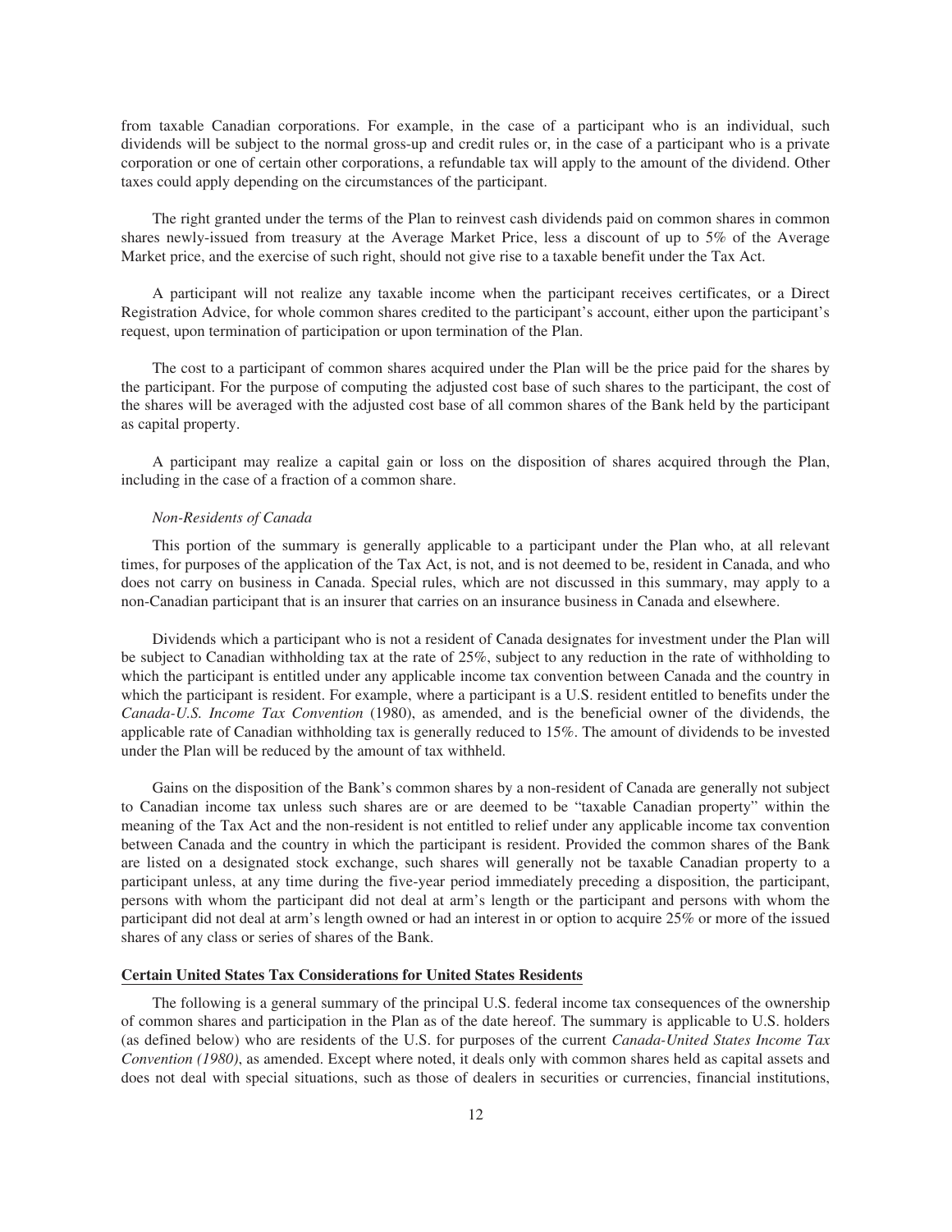from taxable Canadian corporations. For example, in the case of a participant who is an individual, such dividends will be subject to the normal gross-up and credit rules or, in the case of a participant who is a private corporation or one of certain other corporations, a refundable tax will apply to the amount of the dividend. Other taxes could apply depending on the circumstances of the participant.

The right granted under the terms of the Plan to reinvest cash dividends paid on common shares in common shares newly-issued from treasury at the Average Market Price, less a discount of up to 5% of the Average Market price, and the exercise of such right, should not give rise to a taxable benefit under the Tax Act.

A participant will not realize any taxable income when the participant receives certificates, or a Direct Registration Advice, for whole common shares credited to the participant's account, either upon the participant's request, upon termination of participation or upon termination of the Plan.

The cost to a participant of common shares acquired under the Plan will be the price paid for the shares by the participant. For the purpose of computing the adjusted cost base of such shares to the participant, the cost of the shares will be averaged with the adjusted cost base of all common shares of the Bank held by the participant as capital property.

A participant may realize a capital gain or loss on the disposition of shares acquired through the Plan, including in the case of a fraction of a common share.

*Non-Residents of Canada*

This portion of the summary is generally applicable to a participant under the Plan who, at all relevant times, for purposes of the application of the Tax Act, is not, and is not deemed to be, resident in Canada, and who does not carry on business in Canada. Special rules, which are not discussed in this summary, may apply to a non-Canadian participant that is an insurer that carries on an insurance business in Canada and elsewhere.

Dividends which a participant who is not a resident of Canada designates for investment under the Plan will be subject to Canadian withholding tax at the rate of 25%, subject to any reduction in the rate of withholding to which the participant is entitled under any applicable income tax convention between Canada and the country in which the participant is resident. For example, where a participant is a U.S. resident entitled to benefits under the *Canada-U.S. Income Tax Convention* (1980), as amended, and is the beneficial owner of the dividends, the applicable rate of Canadian withholding tax is generally reduced to 15%. The amount of dividends to be invested under the Plan will be reduced by the amount of tax withheld.

Gains on the disposition of the Bank's common shares by a non-resident of Canada are generally not subject to Canadian income tax unless such shares are or are deemed to be "taxable Canadian property" within the meaning of the Tax Act and the non-resident is not entitled to relief under any applicable income tax convention between Canada and the country in which the participant is resident. Provided the common shares of the Bank are listed on a designated stock exchange, such shares will generally not be taxable Canadian property to a participant unless, at any time during the five-year period immediately preceding a disposition, the participant, persons with whom the participant did not deal at arm's length or the participant and persons with whom the participant did not deal at arm's length owned or had an interest in or option to acquire 25% or more of the issued shares of any class or series of shares of the Bank.

**Certain United States Tax Considerations for United States Residents**

The following is a general summary of the principal U.S. federal income tax consequences of the ownership of common shares and participation in the Plan as of the date hereof. The summary is applicable to U.S. holders (as defined below) who are residents of the U.S. for purposes of the current *Canada-United States Income Tax Convention (1980)*, as amended. Except where noted, it deals only with common shares held as capital assets and does not deal with special situations, such as those of dealers in securities or currencies, financial institutions,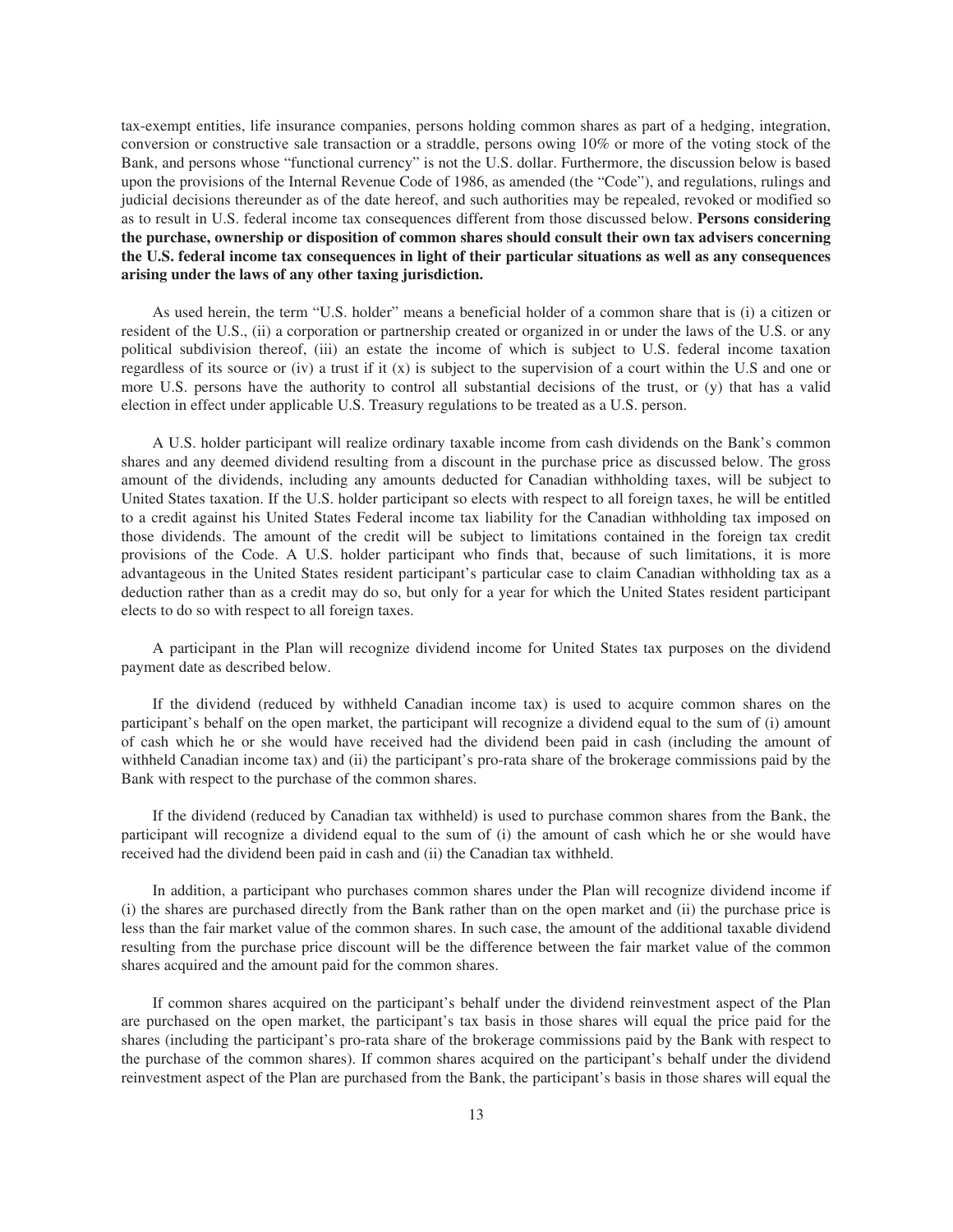tax-exempt entities, life insurance companies, persons holding common shares as part of a hedging, integration, conversion or constructive sale transaction or a straddle, persons owing 10% or more of the voting stock of the Bank, and persons whose "functional currency" is not the U.S. dollar. Furthermore, the discussion below is based upon the provisions of the Internal Revenue Code of 1986, as amended (the "Code"), and regulations, rulings and judicial decisions thereunder as of the date hereof, and such authorities may be repealed, revoked or modified so as to result in U.S. federal income tax consequences different from those discussed below. **Persons considering the purchase, ownership or disposition of common shares should consult their own tax advisers concerning the U.S. federal income tax consequences in light of their particular situations as well as any consequences arising under the laws of any other taxing jurisdiction.**

As used herein, the term "U.S. holder" means a beneficial holder of a common share that is (i) a citizen or resident of the U.S., (ii) a corporation or partnership created or organized in or under the laws of the U.S. or any political subdivision thereof, (iii) an estate the income of which is subject to U.S. federal income taxation regardless of its source or (iv) a trust if it (x) is subject to the supervision of a court within the U.S and one or more U.S. persons have the authority to control all substantial decisions of the trust, or (y) that has a valid election in effect under applicable U.S. Treasury regulations to be treated as a U.S. person.

A U.S. holder participant will realize ordinary taxable income from cash dividends on the Bank's common shares and any deemed dividend resulting from a discount in the purchase price as discussed below. The gross amount of the dividends, including any amounts deducted for Canadian withholding taxes, will be subject to United States taxation. If the U.S. holder participant so elects with respect to all foreign taxes, he will be entitled to a credit against his United States Federal income tax liability for the Canadian withholding tax imposed on those dividends. The amount of the credit will be subject to limitations contained in the foreign tax credit provisions of the Code. A U.S. holder participant who finds that, because of such limitations, it is more advantageous in the United States resident participant's particular case to claim Canadian withholding tax as a deduction rather than as a credit may do so, but only for a year for which the United States resident participant elects to do so with respect to all foreign taxes.

A participant in the Plan will recognize dividend income for United States tax purposes on the dividend payment date as described below.

If the dividend (reduced by withheld Canadian income tax) is used to acquire common shares on the participant's behalf on the open market, the participant will recognize a dividend equal to the sum of (i) amount of cash which he or she would have received had the dividend been paid in cash (including the amount of withheld Canadian income tax) and (ii) the participant's pro-rata share of the brokerage commissions paid by the Bank with respect to the purchase of the common shares.

If the dividend (reduced by Canadian tax withheld) is used to purchase common shares from the Bank, the participant will recognize a dividend equal to the sum of (i) the amount of cash which he or she would have received had the dividend been paid in cash and (ii) the Canadian tax withheld.

In addition, a participant who purchases common shares under the Plan will recognize dividend income if (i) the shares are purchased directly from the Bank rather than on the open market and (ii) the purchase price is less than the fair market value of the common shares. In such case, the amount of the additional taxable dividend resulting from the purchase price discount will be the difference between the fair market value of the common shares acquired and the amount paid for the common shares.

If common shares acquired on the participant's behalf under the dividend reinvestment aspect of the Plan are purchased on the open market, the participant's tax basis in those shares will equal the price paid for the shares (including the participant's pro-rata share of the brokerage commissions paid by the Bank with respect to the purchase of the common shares). If common shares acquired on the participant's behalf under the dividend reinvestment aspect of the Plan are purchased from the Bank, the participant's basis in those shares will equal the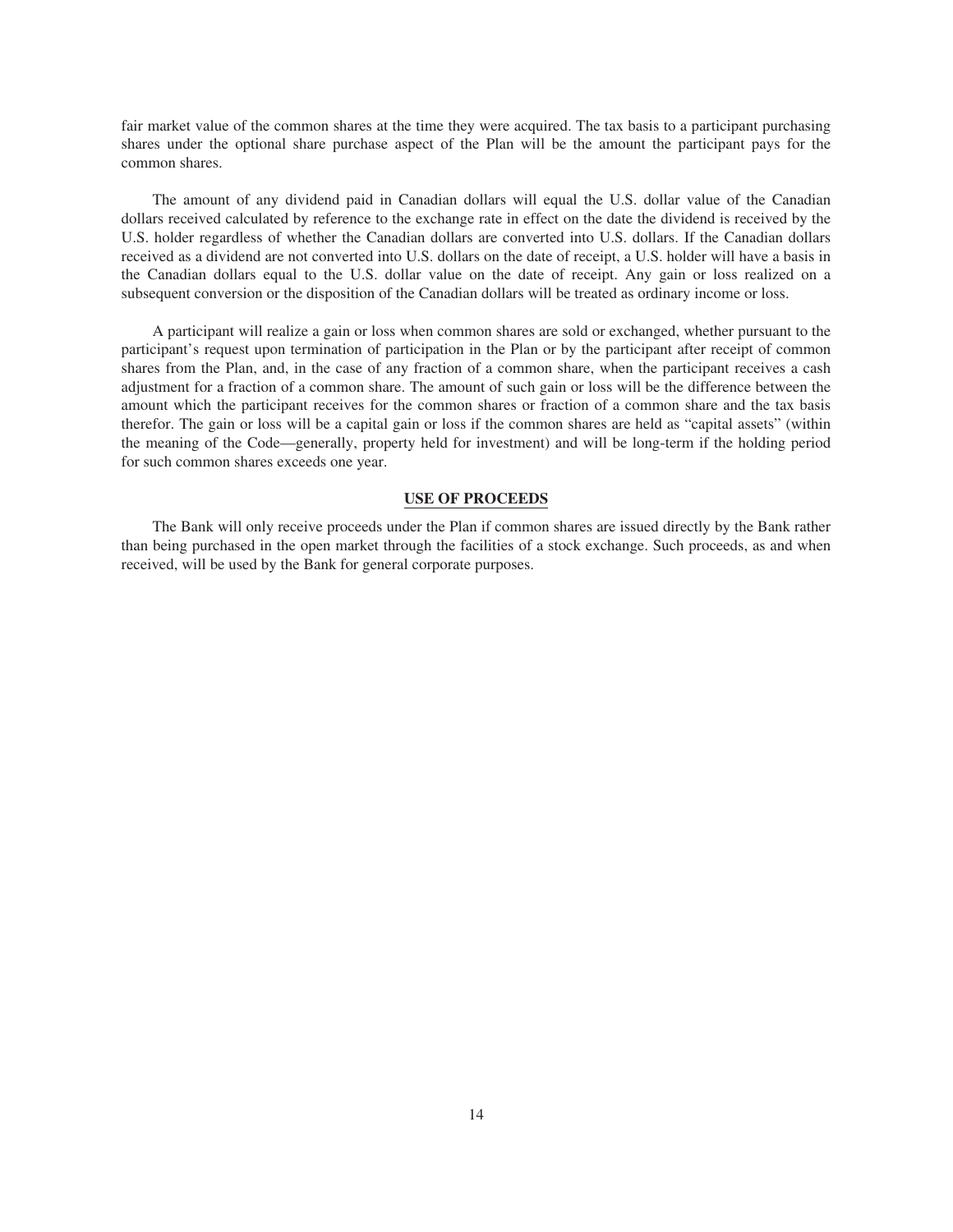fair market value of the common shares at the time they were acquired. The tax basis to a participant purchasing shares under the optional share purchase aspect of the Plan will be the amount the participant pays for the common shares.

The amount of any dividend paid in Canadian dollars will equal the U.S. dollar value of the Canadian dollars received calculated by reference to the exchange rate in effect on the date the dividend is received by the U.S. holder regardless of whether the Canadian dollars are converted into U.S. dollars. If the Canadian dollars received as a dividend are not converted into U.S. dollars on the date of receipt, a U.S. holder will have a basis in the Canadian dollars equal to the U.S. dollar value on the date of receipt. Any gain or loss realized on a subsequent conversion or the disposition of the Canadian dollars will be treated as ordinary income or loss.

A participant will realize a gain or loss when common shares are sold or exchanged, whether pursuant to the participant's request upon termination of participation in the Plan or by the participant after receipt of common shares from the Plan, and, in the case of any fraction of a common share, when the participant receives a cash adjustment for a fraction of a common share. The amount of such gain or loss will be the difference between the amount which the participant receives for the common shares or fraction of a common share and the tax basis therefor. The gain or loss will be a capital gain or loss if the common shares are held as "capital assets" (within the meaning of the Code—generally, property held for investment) and will be long-term if the holding period for such common shares exceeds one year.

## USE OF PROCEEDS

The Bank will only receive proceeds under the Plan if common shares are issued directly by the Bank rather than being purchased in the open market through the facilities of a stock exchange. Such proceeds, as and when received, will be used by the Bank for general corporate purposes.